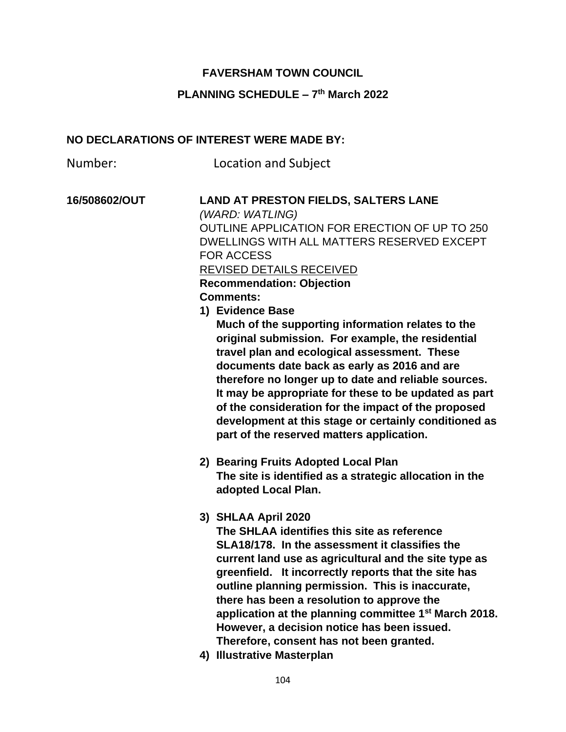**FAVERSHAM TOWN COUNCIL**

**PLANNING SCHEDULE – 7th March 2022**

**NO DECLARATIONS OF INTEREST WERE MADE BY:**

Number: Location and Subject

**16/508602/OUT** **LAND AT PRESTON FIELDS, SALTERS LANE**

*(WARD: WATLING)*

OUTLINE APPLICATION FOR ERECTION OF UP TO 250 DWELLINGS WITH ALL MATTERS RESERVED EXCEPT FOR ACCESS

REVISED DETAILS RECEIVED

**Recommendation: Objection**

**Comments:**

1) **Evidence Base**

   **Much of the supporting information relates to the original submission. For example, the residential travel plan and ecological assessment. These documents date back as early as 2016 and are therefore no longer up to date and reliable sources. It may be appropriate for these to be updated as part of the consideration for the impact of the proposed development at this stage or certainly conditioned as part of the reserved matters application.**

2) **Bearing Fruits Adopted Local Plan**

   **The site is identified as a strategic allocation in the adopted Local Plan.**

3) **SHLAA April 2020**

   **The SHLAA identifies this site as reference SLA18/178. In the assessment it classifies the current land use as agricultural and the site type as greenfield. It incorrectly reports that the site has outline planning permission. This is inaccurate, there has been a resolution to approve the application at the planning committee 1st March 2018. However, a decision notice has been issued. Therefore, consent has not been granted.**

4) **Illustrative Masterplan**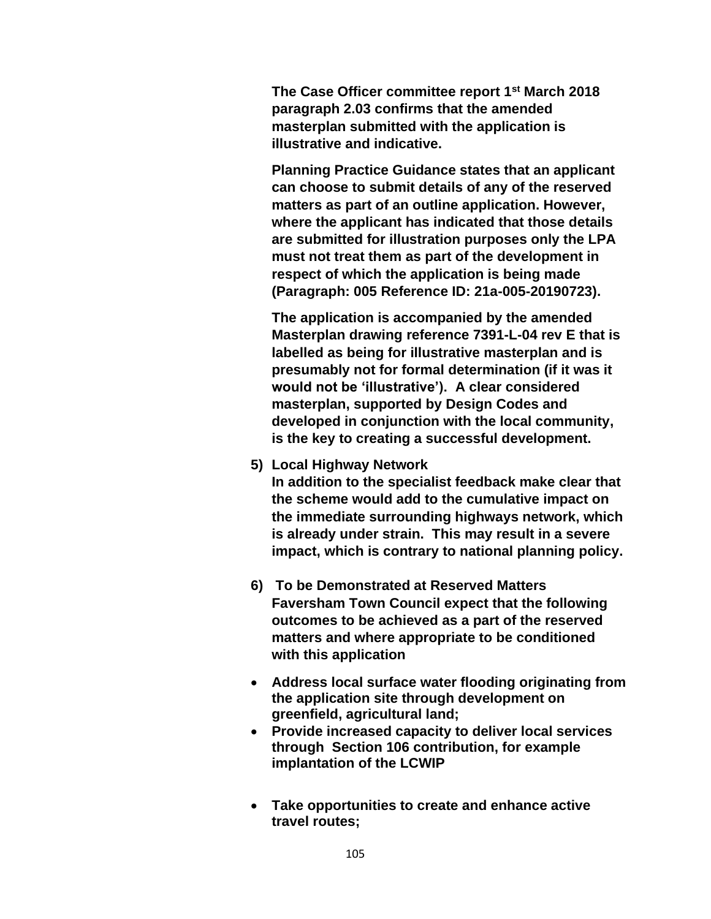**The Case Officer committee report 1st March 2018 paragraph 2.03 confirms that the amended masterplan submitted with the application is illustrative and indicative.**

**Planning Practice Guidance states that an applicant can choose to submit details of any of the reserved matters as part of an outline application. However, where the applicant has indicated that those details are submitted for illustration purposes only the LPA must not treat them as part of the development in respect of which the application is being made (Paragraph: 005 Reference ID: 21a-005-20190723).**

**The application is accompanied by the amended Masterplan drawing reference 7391-L-04 rev E that is labelled as being for illustrative masterplan and is presumably not for formal determination (if it was it would not be 'illustrative'). A clear considered masterplan, supported by Design Codes and developed in conjunction with the local community, is the key to creating a successful development.**

5) **Local Highway Network**
   **In addition to the specialist feedback make clear that the scheme would add to the cumulative impact on the immediate surrounding highways network, which is already under strain. This may result in a severe impact, which is contrary to national planning policy.**

6) **To be Demonstrated at Reserved Matters**
   **Faversham Town Council expect that the following outcomes to be achieved as a part of the reserved matters and where appropriate to be conditioned with this application**

- **Address local surface water flooding originating from the application site through development on greenfield, agricultural land;**
- **Provide increased capacity to deliver local services through Section 106 contribution, for example implantation of the LCWIP**
- **Take opportunities to create and enhance active travel routes;**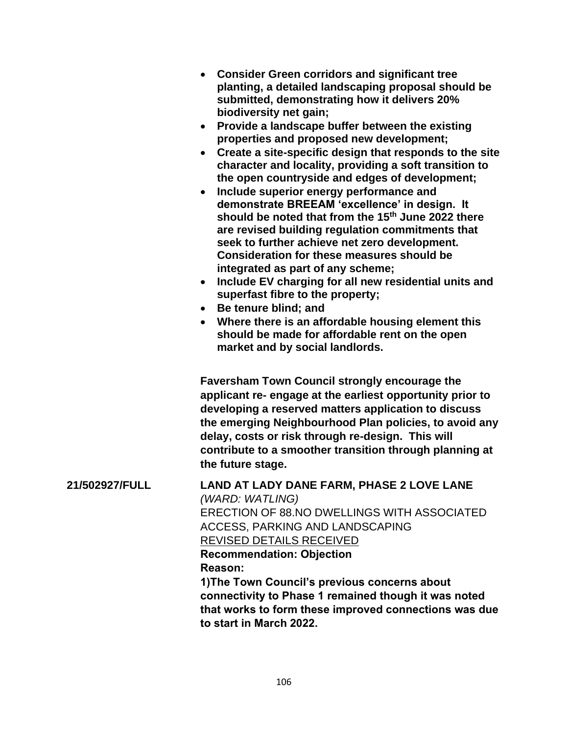- **Consider Green corridors and significant tree planting, a detailed landscaping proposal should be submitted, demonstrating how it delivers 20% biodiversity net gain;**
- **Provide a landscape buffer between the existing properties and proposed new development;**
- **Create a site-specific design that responds to the site character and locality, providing a soft transition to the open countryside and edges of development;**
- **Include superior energy performance and demonstrate BREEAM 'excellence' in design. It should be noted that from the 15th June 2022 there are revised building regulation commitments that seek to further achieve net zero development. Consideration for these measures should be integrated as part of any scheme;**
- **Include EV charging for all new residential units and superfast fibre to the property;**
- **Be tenure blind; and**
- **Where there is an affordable housing element this should be made for affordable rent on the open market and by social landlords.**

**Faversham Town Council strongly encourage the applicant re- engage at the earliest opportunity prior to developing a reserved matters application to discuss the emerging Neighbourhood Plan policies, to avoid any delay, costs or risk through re-design. This will contribute to a smoother transition through planning at the future stage.**

**21/502927/FULL** **LAND AT LADY DANE FARM, PHASE 2 LOVE LANE**
*(WARD: WATLING)*
ERECTION OF 88.NO DWELLINGS WITH ASSOCIATED ACCESS, PARKING AND LANDSCAPING
<u>REVISED DETAILS RECEIVED</u>
**Recommendation: Objection**
**Reason:**
**1)The Town Council's previous concerns about connectivity to Phase 1 remained though it was noted that works to form these improved connections was due to start in March 2022.**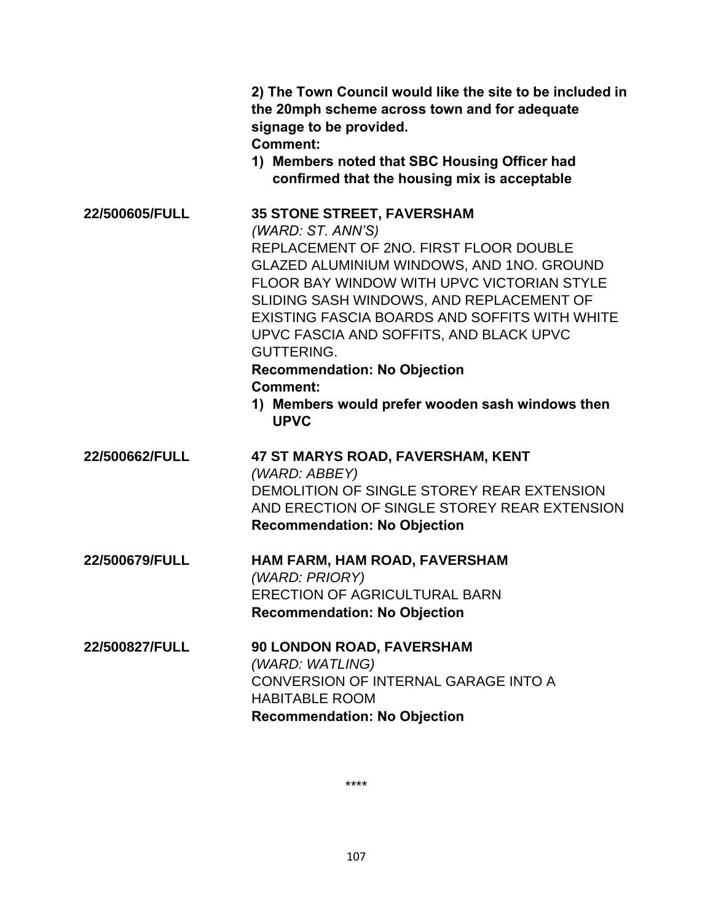**2) The Town Council would like the site to be included in the 20mph scheme across town and for adequate signage to be provided.**
**Comment:**

1) **Members noted that SBC Housing Officer had confirmed that the housing mix is acceptable**

**22/500605/FULL** **35 STONE STREET, FAVERSHAM**
*(WARD: ST. ANN'S)*
REPLACEMENT OF 2NO. FIRST FLOOR DOUBLE GLAZED ALUMINIUM WINDOWS, AND 1NO. GROUND FLOOR BAY WINDOW WITH UPVC VICTORIAN STYLE SLIDING SASH WINDOWS, AND REPLACEMENT OF EXISTING FASCIA BOARDS AND SOFFITS WITH WHITE UPVC FASCIA AND SOFFITS, AND BLACK UPVC GUTTERING.
**Recommendation: No Objection**
**Comment:**

1) **Members would prefer wooden sash windows then UPVC**

**22/500662/FULL** **47 ST MARYS ROAD, FAVERSHAM, KENT**
*(WARD: ABBEY)*
DEMOLITION OF SINGLE STOREY REAR EXTENSION AND ERECTION OF SINGLE STOREY REAR EXTENSION
**Recommendation: No Objection**

**22/500679/FULL** **HAM FARM, HAM ROAD, FAVERSHAM**
*(WARD: PRIORY)*
ERECTION OF AGRICULTURAL BARN
**Recommendation: No Objection**

**22/500827/FULL** **90 LONDON ROAD, FAVERSHAM**
*(WARD: WATLING)*
CONVERSION OF INTERNAL GARAGE INTO A HABITABLE ROOM
**Recommendation: No Objection**

****